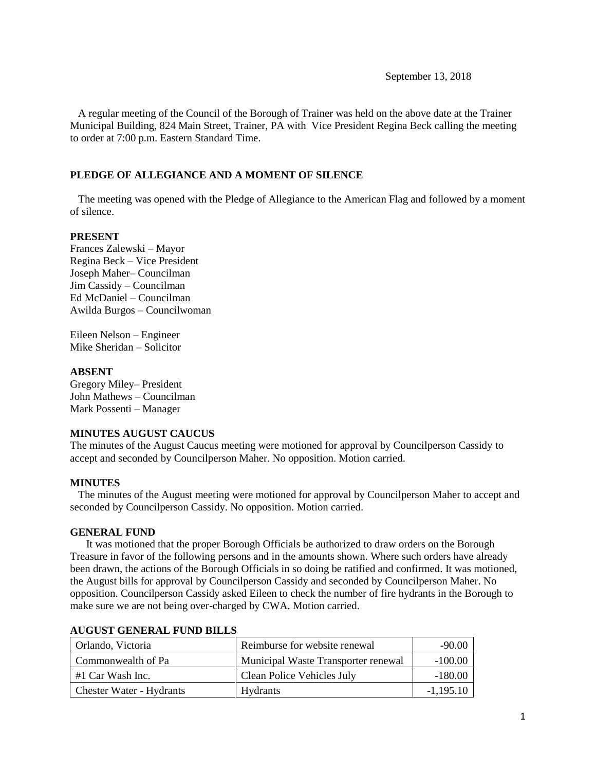September 13, 2018

A regular meeting of the Council of the Borough of Trainer was held on the above date at the Trainer Municipal Building, 824 Main Street, Trainer, PA with Vice President Regina Beck calling the meeting to order at 7:00 p.m. Eastern Standard Time.

### PLEDGE OF ALLEGIANCE AND A MOMENT OF SILENCE

The meeting was opened with the Pledge of Allegiance to the American Flag and followed by a moment of silence.

### PRESENT

Frances Zalewski – Mayor
Regina Beck – Vice President
Joseph Maher– Councilman
Jim Cassidy – Councilman
Ed McDaniel – Councilman
Awilda Burgos – Councilwoman

Eileen Nelson – Engineer
Mike Sheridan – Solicitor

### ABSENT

Gregory Miley– President
John Mathews – Councilman
Mark Possenti – Manager

### MINUTES AUGUST CAUCUS

The minutes of the August Caucus meeting were motioned for approval by Councilperson Cassidy to accept and seconded by Councilperson Maher. No opposition. Motion carried.

### MINUTES

The minutes of the August meeting were motioned for approval by Councilperson Maher to accept and seconded by Councilperson Cassidy. No opposition. Motion carried.

### GENERAL FUND

It was motioned that the proper Borough Officials be authorized to draw orders on the Borough Treasure in favor of the following persons and in the amounts shown. Where such orders have already been drawn, the actions of the Borough Officials in so doing be ratified and confirmed. It was motioned, the August bills for approval by Councilperson Cassidy and seconded by Councilperson Maher. No opposition. Councilperson Cassidy asked Eileen to check the number of fire hydrants in the Borough to make sure we are not being over-charged by CWA. Motion carried.

### AUGUST GENERAL FUND BILLS

| | | |
|---|---|---|
| Orlando, Victoria | Reimburse for website renewal | -90.00 |
| Commonwealth of Pa | Municipal Waste Transporter renewal | -100.00 |
| #1 Car Wash Inc. | Clean Police Vehicles July | -180.00 |
| Chester Water - Hydrants | Hydrants | -1,195.10 |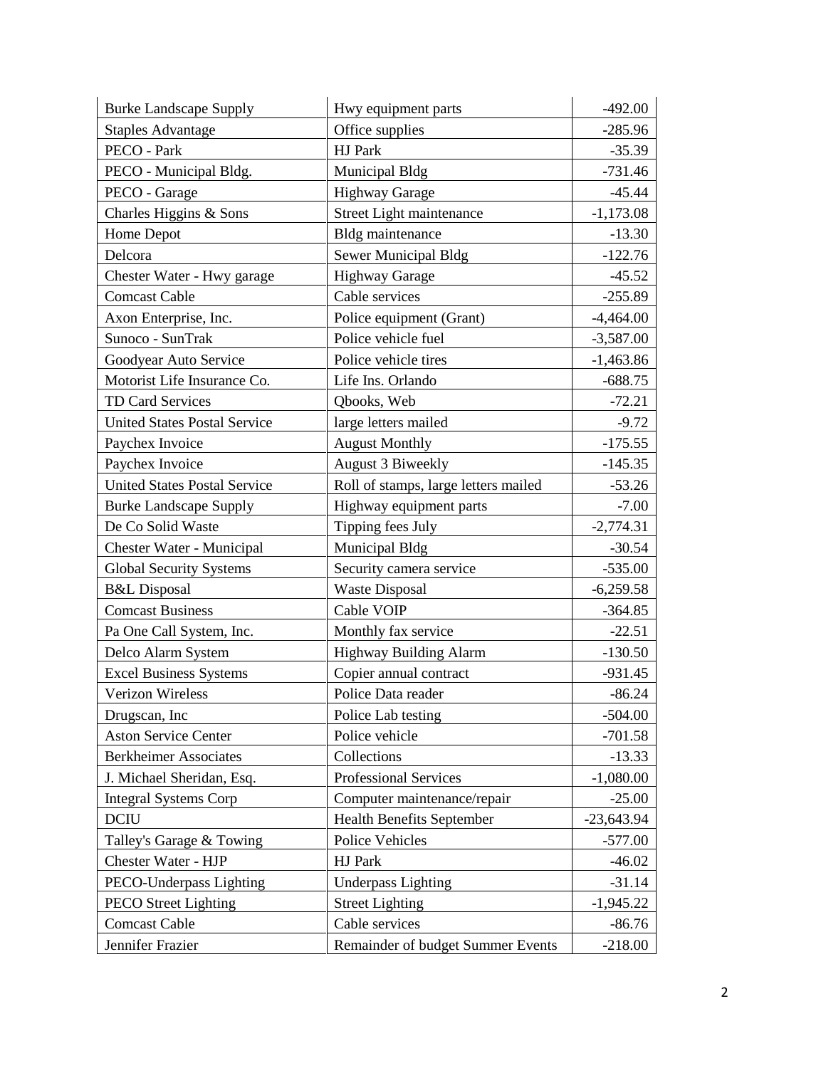| Burke Landscape Supply | Hwy equipment parts | -492.00 |
|---|---|---|
| Staples Advantage | Office supplies | -285.96 |
| PECO - Park | HJ Park | -35.39 |
| PECO - Municipal Bldg. | Municipal Bldg | -731.46 |
| PECO - Garage | Highway Garage | -45.44 |
| Charles Higgins & Sons | Street Light maintenance | -1,173.08 |
| Home Depot | Bldg maintenance | -13.30 |
| Delcora | Sewer Municipal Bldg | -122.76 |
| Chester Water - Hwy garage | Highway Garage | -45.52 |
| Comcast Cable | Cable services | -255.89 |
| Axon Enterprise, Inc. | Police equipment (Grant) | -4,464.00 |
| Sunoco - SunTrak | Police vehicle fuel | -3,587.00 |
| Goodyear Auto Service | Police vehicle tires | -1,463.86 |
| Motorist Life Insurance Co. | Life Ins. Orlando | -688.75 |
| TD Card Services | Qbooks, Web | -72.21 |
| United States Postal Service | large letters mailed | -9.72 |
| Paychex Invoice | August Monthly | -175.55 |
| Paychex Invoice | August 3 Biweekly | -145.35 |
| United States Postal Service | Roll of stamps, large letters mailed | -53.26 |
| Burke Landscape Supply | Highway equipment parts | -7.00 |
| De Co Solid Waste | Tipping fees July | -2,774.31 |
| Chester Water - Municipal | Municipal Bldg | -30.54 |
| Global Security Systems | Security camera service | -535.00 |
| B&L Disposal | Waste Disposal | -6,259.58 |
| Comcast Business | Cable VOIP | -364.85 |
| Pa One Call System, Inc. | Monthly fax service | -22.51 |
| Delco Alarm System | Highway Building Alarm | -130.50 |
| Excel Business Systems | Copier annual contract | -931.45 |
| Verizon Wireless | Police Data reader | -86.24 |
| Drugscan, Inc | Police Lab testing | -504.00 |
| Aston Service Center | Police vehicle | -701.58 |
| Berkheimer Associates | Collections | -13.33 |
| J. Michael Sheridan, Esq. | Professional Services | -1,080.00 |
| Integral Systems Corp | Computer maintenance/repair | -25.00 |
| DCIU | Health Benefits September | -23,643.94 |
| Talley's Garage & Towing | Police Vehicles | -577.00 |
| Chester Water - HJP | HJ Park | -46.02 |
| PECO-Underpass Lighting | Underpass Lighting | -31.14 |
| PECO Street Lighting | Street Lighting | -1,945.22 |
| Comcast Cable | Cable services | -86.76 |
| Jennifer Frazier | Remainder of budget Summer Events | -218.00 |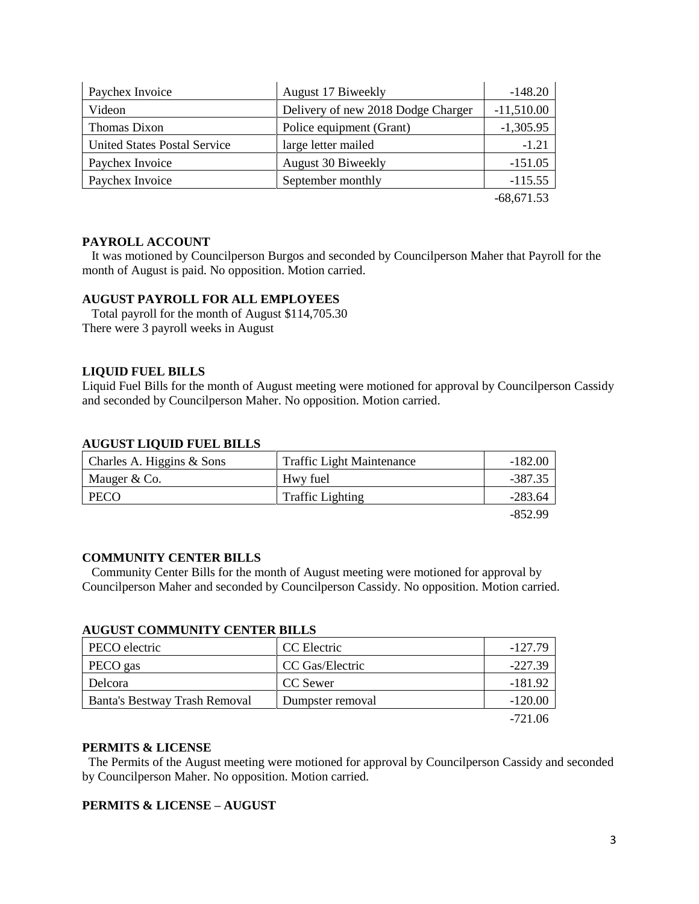| Paychex Invoice | August 17 Biweekly | -148.20 |
|---|---|---|
| Videon | Delivery of new 2018 Dodge Charger | -11,510.00 |
| Thomas Dixon | Police equipment (Grant) | -1,305.95 |
| United States Postal Service | large letter mailed | -1.21 |
| Paychex Invoice | August 30 Biweekly | -151.05 |
| Paychex Invoice | September monthly | -115.55 |
| | | -68,671.53 |

**PAYROLL ACCOUNT**

It was motioned by Councilperson Burgos and seconded by Councilperson Maher that Payroll for the month of August is paid. No opposition. Motion carried.

**AUGUST PAYROLL FOR ALL EMPLOYEES**

Total payroll for the month of August $114,705.30
There were 3 payroll weeks in August

**LIQUID FUEL BILLS**

Liquid Fuel Bills for the month of August meeting were motioned for approval by Councilperson Cassidy and seconded by Councilperson Maher. No opposition. Motion carried.

**AUGUST LIQUID FUEL BILLS**

| Charles A. Higgins & Sons | Traffic Light Maintenance | -182.00 |
|---|---|---|
| Mauger & Co. | Hwy fuel | -387.35 |
| PECO | Traffic Lighting | -283.64 |
| | | -852.99 |

**COMMUNITY CENTER BILLS**

Community Center Bills for the month of August meeting were motioned for approval by Councilperson Maher and seconded by Councilperson Cassidy. No opposition. Motion carried.

**AUGUST COMMUNITY CENTER BILLS**

| PECO electric | CC Electric | -127.79 |
|---|---|---|
| PECO gas | CC Gas/Electric | -227.39 |
| Delcora | CC Sewer | -181.92 |
| Banta's Bestway Trash Removal | Dumpster removal | -120.00 |
| | | -721.06 |

**PERMITS & LICENSE**

The Permits of the August meeting were motioned for approval by Councilperson Cassidy and seconded by Councilperson Maher. No opposition. Motion carried.

**PERMITS & LICENSE – AUGUST**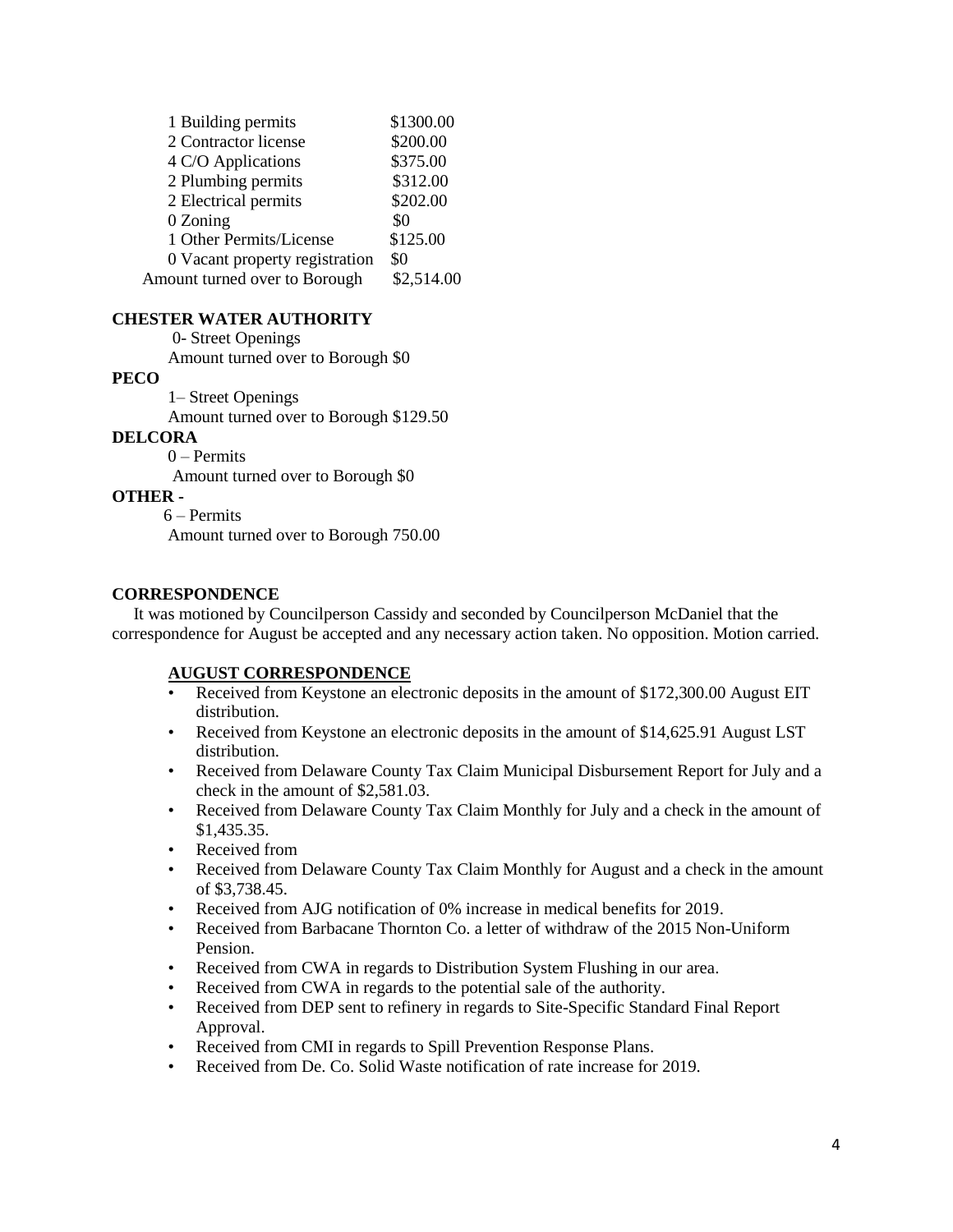| | |
|---|---|
| 1 Building permits | \$1300.00 |
| 2 Contractor license | \$200.00 |
| 4 C/O Applications | \$375.00 |
| 2 Plumbing permits | \$312.00 |
| 2 Electrical permits | \$202.00 |
| 0 Zoning | \$0 |
| 1 Other Permits/License | \$125.00 |
| 0 Vacant property registration | \$0 |
| Amount turned over to Borough | \$2,514.00 |

**CHESTER WATER AUTHORITY**

0- Street Openings
Amount turned over to Borough \$0

**PECO**

1– Street Openings
Amount turned over to Borough \$129.50

**DELCORA**

0 – Permits
Amount turned over to Borough \$0

**OTHER -**

6 – Permits
Amount turned over to Borough 750.00

**CORRESPONDENCE**

It was motioned by Councilperson Cassidy and seconded by Councilperson McDaniel that the correspondence for August be accepted and any necessary action taken. No opposition. Motion carried.

**AUGUST CORRESPONDENCE**

- Received from Keystone an electronic deposits in the amount of \$172,300.00 August EIT distribution.
- Received from Keystone an electronic deposits in the amount of \$14,625.91 August LST distribution.
- Received from Delaware County Tax Claim Municipal Disbursement Report for July and a check in the amount of \$2,581.03.
- Received from Delaware County Tax Claim Monthly for July and a check in the amount of \$1,435.35.
- Received from
- Received from Delaware County Tax Claim Monthly for August and a check in the amount of \$3,738.45.
- Received from AJG notification of 0% increase in medical benefits for 2019.
- Received from Barbacane Thornton Co. a letter of withdraw of the 2015 Non-Uniform Pension.
- Received from CWA in regards to Distribution System Flushing in our area.
- Received from CWA in regards to the potential sale of the authority.
- Received from DEP sent to refinery in regards to Site-Specific Standard Final Report Approval.
- Received from CMI in regards to Spill Prevention Response Plans.
- Received from De. Co. Solid Waste notification of rate increase for 2019.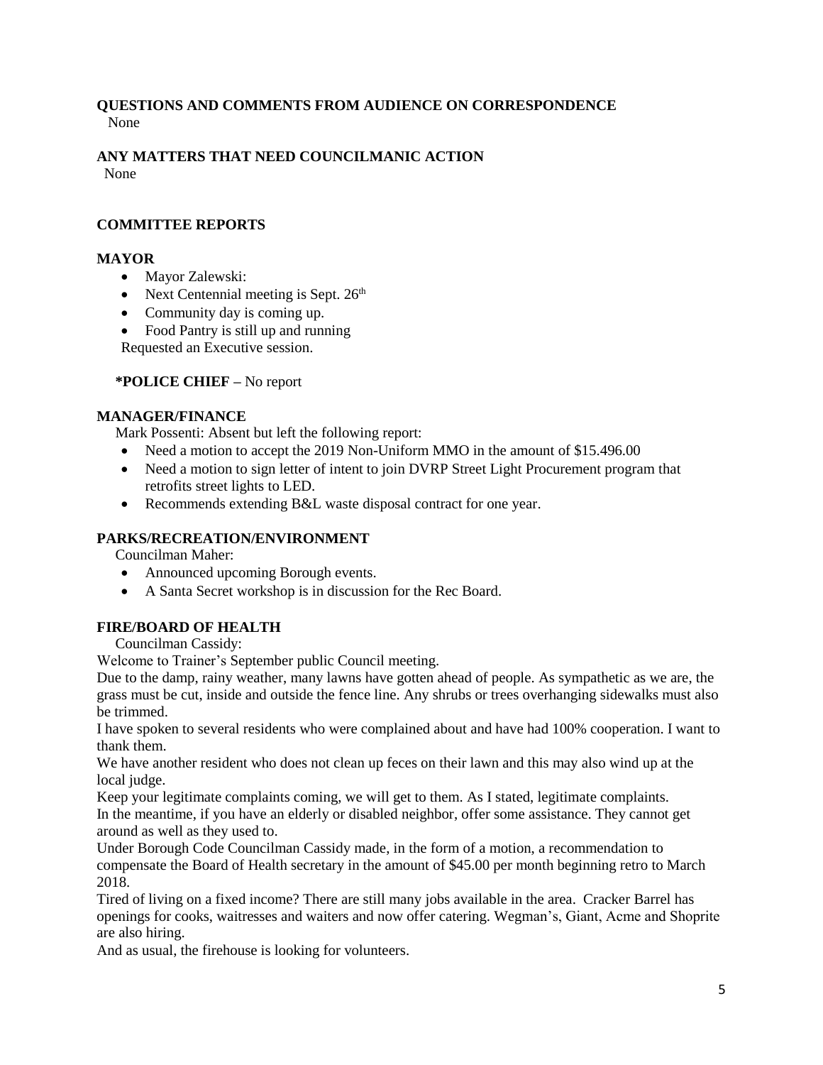**QUESTIONS AND COMMENTS FROM AUDIENCE ON CORRESPONDENCE**

None

**ANY MATTERS THAT NEED COUNCILMANIC ACTION**

None

**COMMITTEE REPORTS**

**MAYOR**

- Mayor Zalewski:
- Next Centennial meeting is Sept. 26th
- Community day is coming up.
- Food Pantry is still up and running

Requested an Executive session.

***POLICE CHIEF –** No report

**MANAGER/FINANCE**

Mark Possenti: Absent but left the following report:

- Need a motion to accept the 2019 Non-Uniform MMO in the amount of $15.496.00
- Need a motion to sign letter of intent to join DVRP Street Light Procurement program that retrofits street lights to LED.
- Recommends extending B&L waste disposal contract for one year.

**PARKS/RECREATION/ENVIRONMENT**

Councilman Maher:

- Announced upcoming Borough events.
- A Santa Secret workshop is in discussion for the Rec Board.

**FIRE/BOARD OF HEALTH**

Councilman Cassidy:

Welcome to Trainer's September public Council meeting.

Due to the damp, rainy weather, many lawns have gotten ahead of people. As sympathetic as we are, the grass must be cut, inside and outside the fence line. Any shrubs or trees overhanging sidewalks must also be trimmed.

I have spoken to several residents who were complained about and have had 100% cooperation. I want to thank them.

We have another resident who does not clean up feces on their lawn and this may also wind up at the local judge.

Keep your legitimate complaints coming, we will get to them. As I stated, legitimate complaints.

In the meantime, if you have an elderly or disabled neighbor, offer some assistance. They cannot get around as well as they used to.

Under Borough Code Councilman Cassidy made, in the form of a motion, a recommendation to compensate the Board of Health secretary in the amount of $45.00 per month beginning retro to March 2018.

Tired of living on a fixed income? There are still many jobs available in the area. Cracker Barrel has openings for cooks, waitresses and waiters and now offer catering. Wegman's, Giant, Acme and Shoprite are also hiring.

And as usual, the firehouse is looking for volunteers.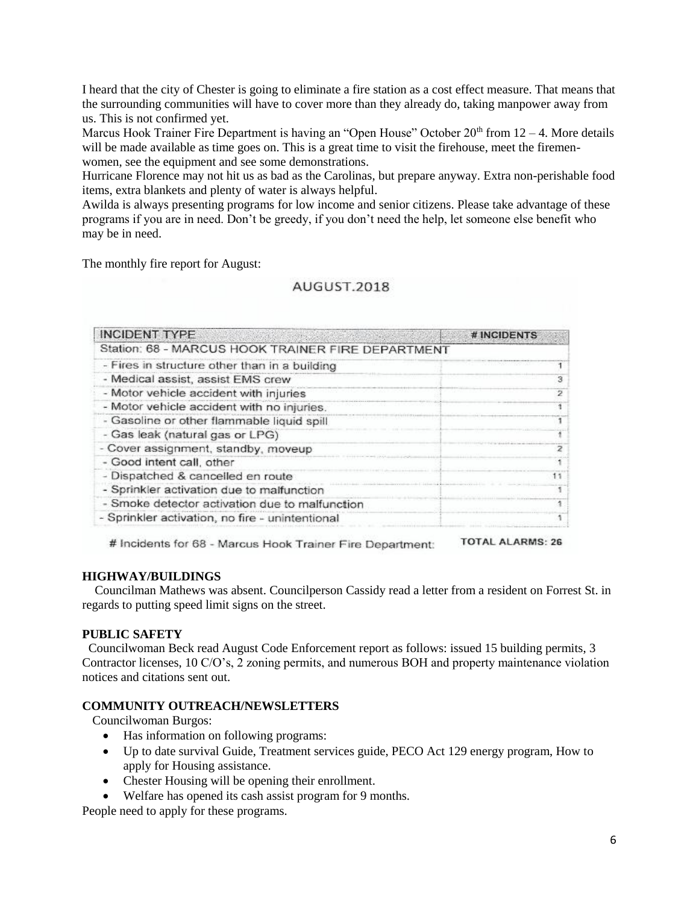I heard that the city of Chester is going to eliminate a fire station as a cost effect measure. That means that the surrounding communities will have to cover more than they already do, taking manpower away from us. This is not confirmed yet.

Marcus Hook Trainer Fire Department is having an "Open House" October 20th from 12 – 4. More details will be made available as time goes on. This is a great time to visit the firehouse, meet the firemen-women, see the equipment and see some demonstrations.

Hurricane Florence may not hit us as bad as the Carolinas, but prepare anyway. Extra non-perishable food items, extra blankets and plenty of water is always helpful.

Awilda is always presenting programs for low income and senior citizens. Please take advantage of these programs if you are in need. Don't be greedy, if you don't need the help, let someone else benefit who may be in need.

The monthly fire report for August:

AUGUST.2018

| INCIDENT TYPE | # INCIDENTS |
|---|---|
| Station: 68 - MARCUS HOOK TRAINER FIRE DEPARTMENT | |
| - Fires in structure other than in a building | 1 |
| - Medical assist, assist EMS crew | 3 |
| - Motor vehicle accident with injuries | 2 |
| - Motor vehicle accident with no injuries. | 1 |
| - Gasoline or other flammable liquid spill | 1 |
| - Gas leak (natural gas or LPG) | 1 |
| - Cover assignment, standby, moveup | 2 |
| - Good intent call, other | 1 |
| - Dispatched & cancelled en route | 11 |
| - Sprinkler activation due to malfunction | 1 |
| - Smoke detector activation due to malfunction | 1 |
| - Sprinkler activation, no fire - unintentional | 1 |
| # Incidents for 68 - Marcus Hook Trainer Fire Department: | TOTAL ALARMS: 26 |

**HIGHWAY/BUILDINGS**

Councilman Mathews was absent. Councilperson Cassidy read a letter from a resident on Forrest St. in regards to putting speed limit signs on the street.

**PUBLIC SAFETY**

Councilwoman Beck read August Code Enforcement report as follows: issued 15 building permits, 3 Contractor licenses, 10 C/O's, 2 zoning permits, and numerous BOH and property maintenance violation notices and citations sent out.

**COMMUNITY OUTREACH/NEWSLETTERS**

Councilwoman Burgos:

- Has information on following programs:
- Up to date survival Guide, Treatment services guide, PECO Act 129 energy program, How to apply for Housing assistance.
- Chester Housing will be opening their enrollment.
- Welfare has opened its cash assist program for 9 months.

People need to apply for these programs.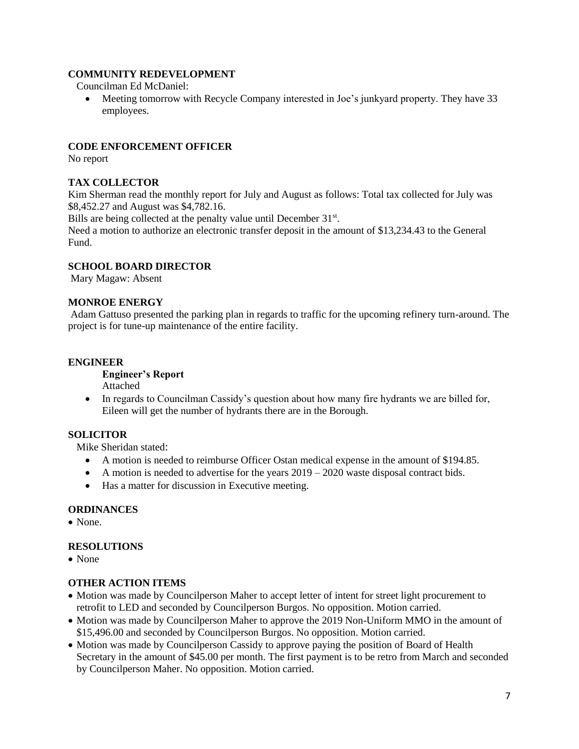## COMMUNITY REDEVELOPMENT

Councilman Ed McDaniel:

- Meeting tomorrow with Recycle Company interested in Joe's junkyard property. They have 33 employees.

## CODE ENFORCEMENT OFFICER

No report

## TAX COLLECTOR

Kim Sherman read the monthly report for July and August as follows: Total tax collected for July was \$8,452.27 and August was \$4,782.16.

Bills are being collected at the penalty value until December 31st.

Need a motion to authorize an electronic transfer deposit in the amount of \$13,234.43 to the General Fund.

## SCHOOL BOARD DIRECTOR

Mary Magaw: Absent

## MONROE ENERGY

Adam Gattuso presented the parking plan in regards to traffic for the upcoming refinery turn-around. The project is for tune-up maintenance of the entire facility.

## ENGINEER

**Engineer's Report**

Attached

- In regards to Councilman Cassidy's question about how many fire hydrants we are billed for, Eileen will get the number of hydrants there are in the Borough.

## SOLICITOR

Mike Sheridan stated:

- A motion is needed to reimburse Officer Ostan medical expense in the amount of \$194.85.
- A motion is needed to advertise for the years 2019 – 2020 waste disposal contract bids.
- Has a matter for discussion in Executive meeting.

## ORDINANCES

- None.

## RESOLUTIONS

- None

## OTHER ACTION ITEMS

- Motion was made by Councilperson Maher to accept letter of intent for street light procurement to retrofit to LED and seconded by Councilperson Burgos. No opposition. Motion carried.
- Motion was made by Councilperson Maher to approve the 2019 Non-Uniform MMO in the amount of \$15,496.00 and seconded by Councilperson Burgos. No opposition. Motion carried.
- Motion was made by Councilperson Cassidy to approve paying the position of Board of Health Secretary in the amount of \$45.00 per month. The first payment is to be retro from March and seconded by Councilperson Maher. No opposition. Motion carried.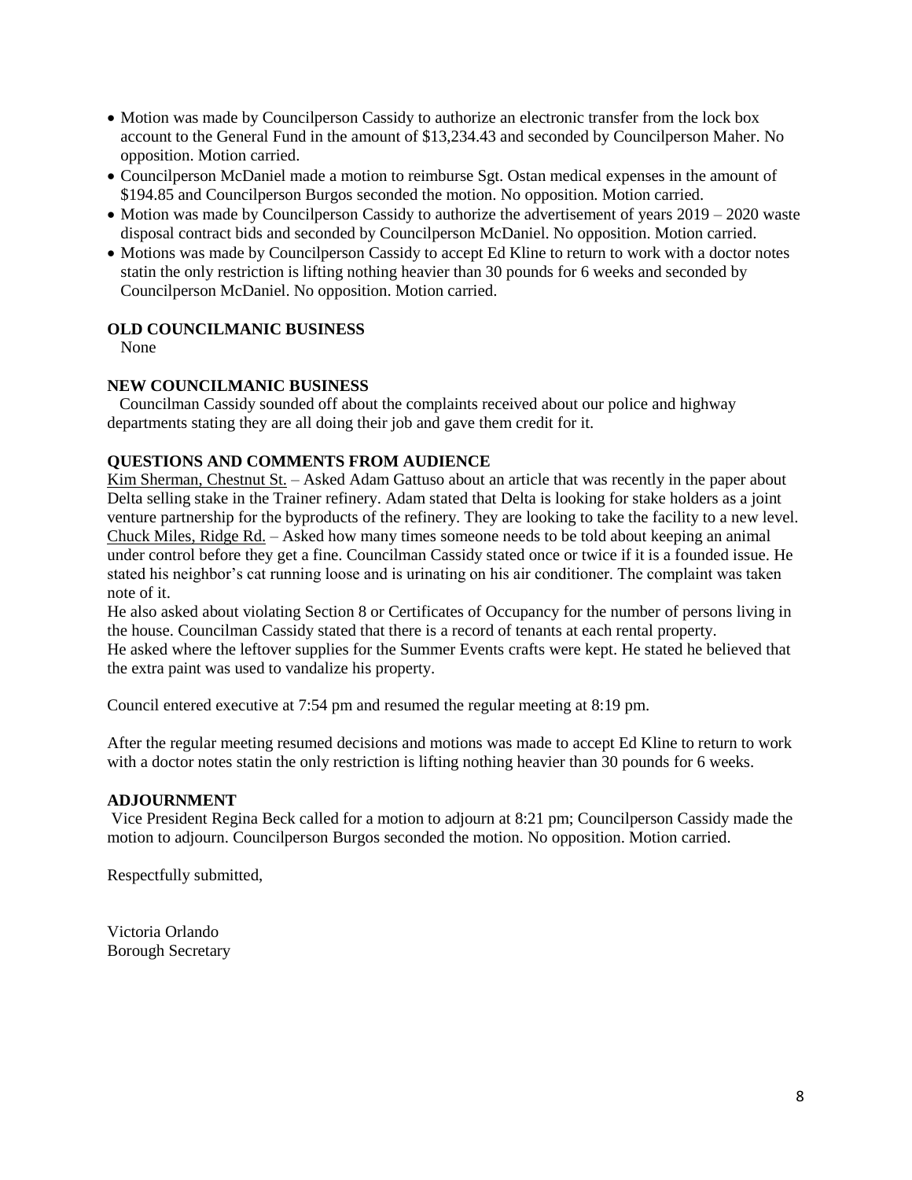- Motion was made by Councilperson Cassidy to authorize an electronic transfer from the lock box account to the General Fund in the amount of $13,234.43 and seconded by Councilperson Maher. No opposition. Motion carried.
- Councilperson McDaniel made a motion to reimburse Sgt. Ostan medical expenses in the amount of $194.85 and Councilperson Burgos seconded the motion. No opposition. Motion carried.
- Motion was made by Councilperson Cassidy to authorize the advertisement of years 2019 – 2020 waste disposal contract bids and seconded by Councilperson McDaniel. No opposition. Motion carried.
- Motions was made by Councilperson Cassidy to accept Ed Kline to return to work with a doctor notes statin the only restriction is lifting nothing heavier than 30 pounds for 6 weeks and seconded by Councilperson McDaniel. No opposition. Motion carried.

**OLD COUNCILMANIC BUSINESS**

None

**NEW COUNCILMANIC BUSINESS**

Councilman Cassidy sounded off about the complaints received about our police and highway departments stating they are all doing their job and gave them credit for it.

**QUESTIONS AND COMMENTS FROM AUDIENCE**

Kim Sherman, Chestnut St. – Asked Adam Gattuso about an article that was recently in the paper about Delta selling stake in the Trainer refinery. Adam stated that Delta is looking for stake holders as a joint venture partnership for the byproducts of the refinery. They are looking to take the facility to a new level.

Chuck Miles, Ridge Rd. – Asked how many times someone needs to be told about keeping an animal under control before they get a fine. Councilman Cassidy stated once or twice if it is a founded issue. He stated his neighbor's cat running loose and is urinating on his air conditioner. The complaint was taken note of it.

He also asked about violating Section 8 or Certificates of Occupancy for the number of persons living in the house. Councilman Cassidy stated that there is a record of tenants at each rental property.

He asked where the leftover supplies for the Summer Events crafts were kept. He stated he believed that the extra paint was used to vandalize his property.

Council entered executive at 7:54 pm and resumed the regular meeting at 8:19 pm.

After the regular meeting resumed decisions and motions was made to accept Ed Kline to return to work with a doctor notes statin the only restriction is lifting nothing heavier than 30 pounds for 6 weeks.

**ADJOURNMENT**

Vice President Regina Beck called for a motion to adjourn at 8:21 pm; Councilperson Cassidy made the motion to adjourn. Councilperson Burgos seconded the motion. No opposition. Motion carried.

Respectfully submitted,

Victoria Orlando
Borough Secretary